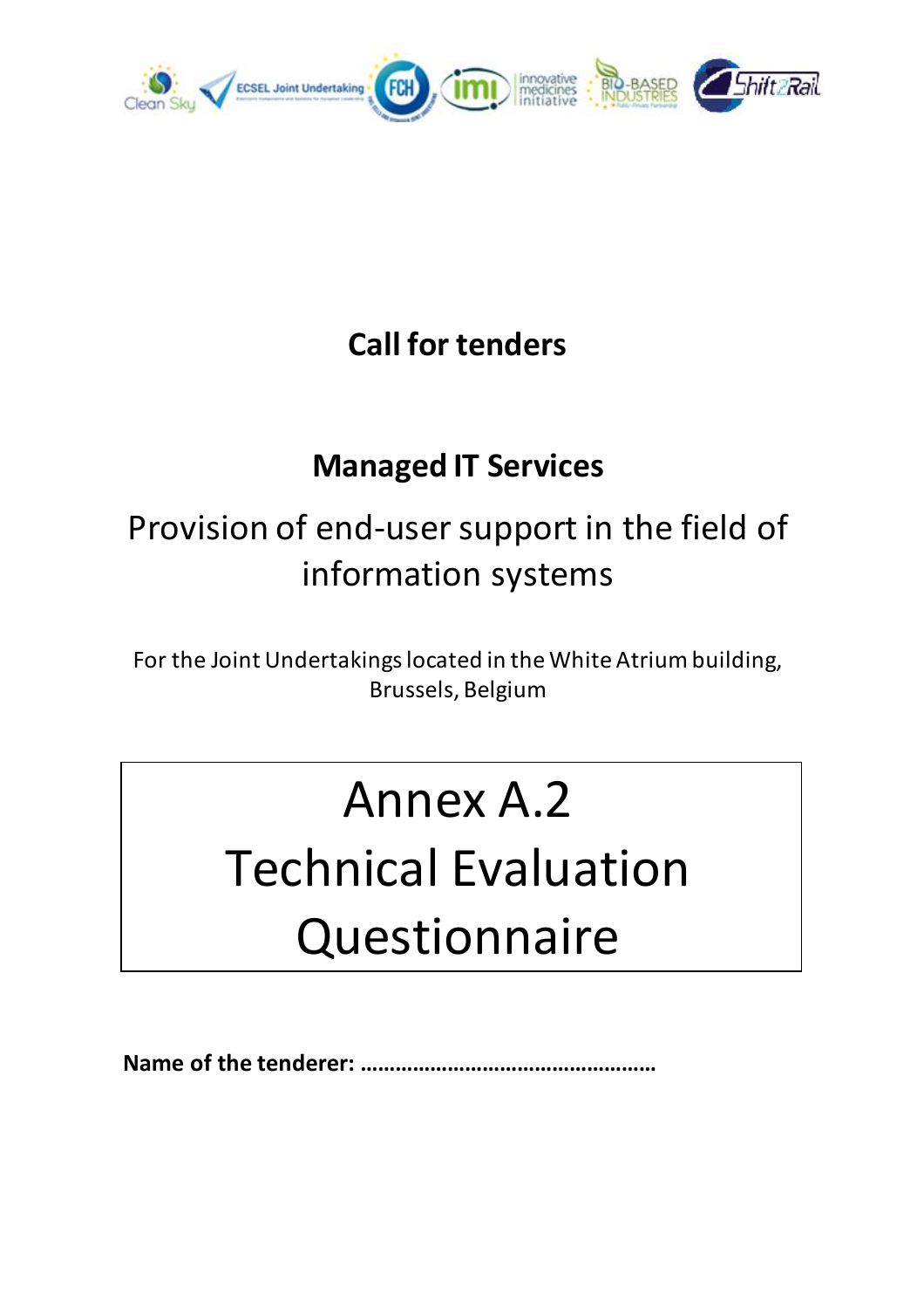# Call for tenders

## Managed IT Services

Provision of end-user support in the field of information systems

For the Joint Undertakings located in the White Atrium building, Brussels, Belgium

# Annex A.2 Technical Evaluation Questionnaire

**Name of the tenderer: …………………………………………**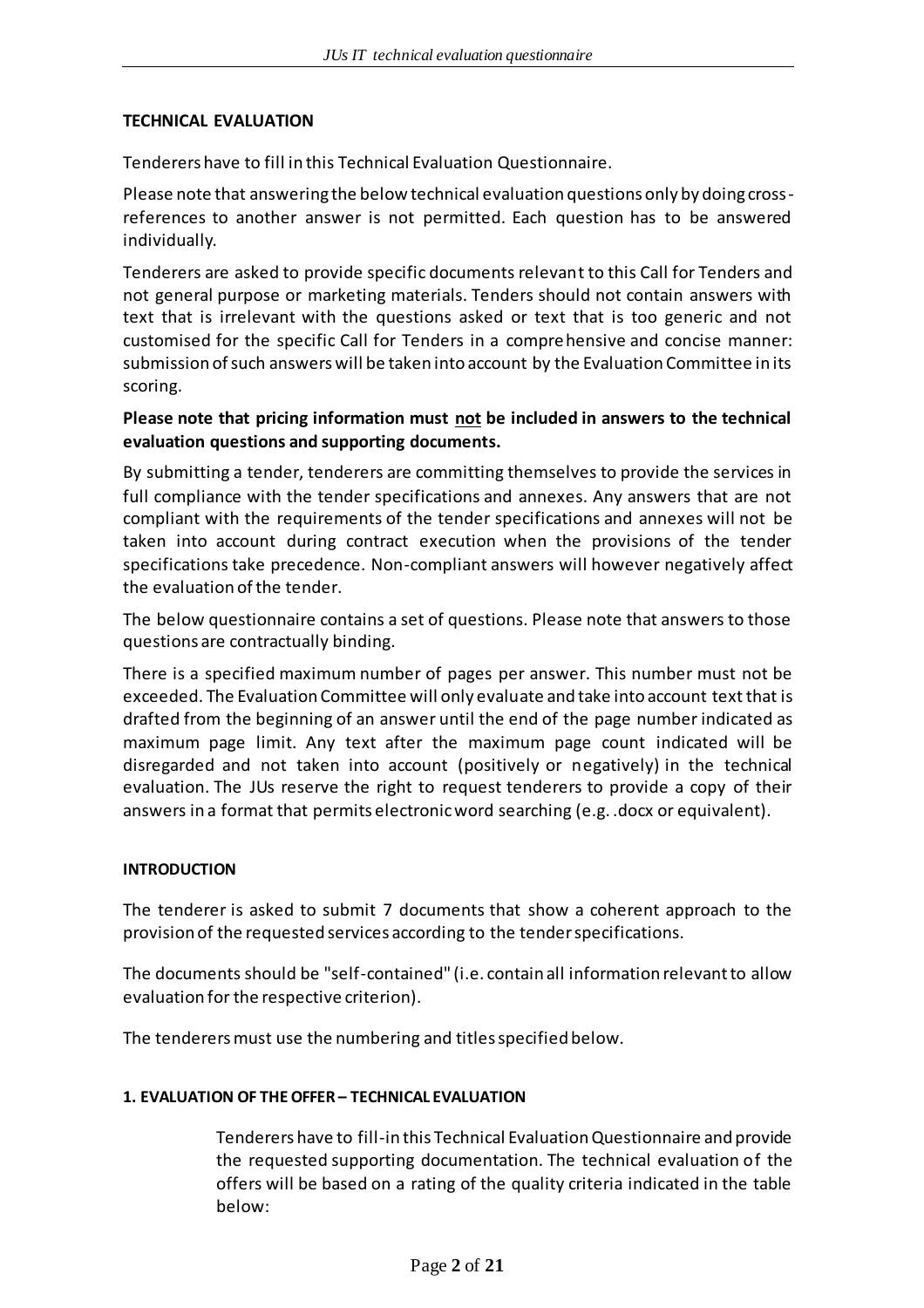## TECHNICAL EVALUATION

Tenderers have to fill in this Technical Evaluation Questionnaire.

Please note that answering the below technical evaluation questions only by doing cross-references to another answer is not permitted. Each question has to be answered individually.

Tenderers are asked to provide specific documents relevant to this Call for Tenders and not general purpose or marketing materials. Tenders should not contain answers with text that is irrelevant with the questions asked or text that is too generic and not customised for the specific Call for Tenders in a comprehensive and concise manner: submission of such answers will be taken into account by the Evaluation Committee in its scoring.

**Please note that pricing information must <u>not</u> be included in answers to the technical evaluation questions and supporting documents.**

By submitting a tender, tenderers are committing themselves to provide the services in full compliance with the tender specifications and annexes. Any answers that are not compliant with the requirements of the tender specifications and annexes will not be taken into account during contract execution when the provisions of the tender specifications take precedence. Non-compliant answers will however negatively affect the evaluation of the tender.

The below questionnaire contains a set of questions. Please note that answers to those questions are contractually binding.

There is a specified maximum number of pages per answer. This number must not be exceeded. The Evaluation Committee will only evaluate and take into account text that is drafted from the beginning of an answer until the end of the page number indicated as maximum page limit. Any text after the maximum page count indicated will be disregarded and not taken into account (positively or negatively) in the technical evaluation. The JUs reserve the right to request tenderers to provide a copy of their answers in a format that permits electronic word searching (e.g. .docx or equivalent).

### INTRODUCTION

The tenderer is asked to submit 7 documents that show a coherent approach to the provision of the requested services according to the tender specifications.

The documents should be "self-contained" (i.e. contain all information relevant to allow evaluation for the respective criterion).

The tenderers must use the numbering and titles specified below.

### 1. EVALUATION OF THE OFFER – TECHNICAL EVALUATION

Tenderers have to fill-in this Technical Evaluation Questionnaire and provide the requested supporting documentation. The technical evaluation of the offers will be based on a rating of the quality criteria indicated in the table below: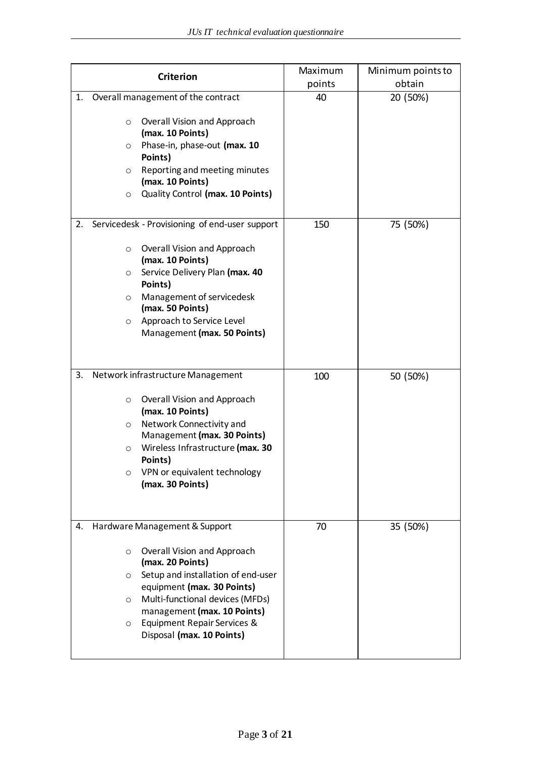| Criterion | Maximum points | Minimum points to obtain |
|---|---|---|
| 1. Overall management of the contract<br><br>○ Overall Vision and Approach **(max. 10 Points)**<br>○ Phase-in, phase-out **(max. 10 Points)**<br>○ Reporting and meeting minutes **(max. 10 Points)**<br>○ Quality Control **(max. 10 Points)** | 40 | 20 (50%) |
| 2. Servicedesk - Provisioning of end-user support<br><br>○ Overall Vision and Approach **(max. 10 Points)**<br>○ Service Delivery Plan **(max. 40 Points)**<br>○ Management of servicedesk **(max. 50 Points)**<br>○ Approach to Service Level Management **(max. 50 Points)** | 150 | 75 (50%) |
| 3. Network infrastructure Management<br><br>○ Overall Vision and Approach **(max. 10 Points)**<br>○ Network Connectivity and Management **(max. 30 Points)**<br>○ Wireless Infrastructure **(max. 30 Points)**<br>○ VPN or equivalent technology **(max. 30 Points)** | 100 | 50 (50%) |
| 4. Hardware Management & Support<br><br>○ Overall Vision and Approach **(max. 20 Points)**<br>○ Setup and installation of end-user equipment **(max. 30 Points)**<br>○ Multi-functional devices (MFDs) management **(max. 10 Points)**<br>○ Equipment Repair Services & Disposal **(max. 10 Points)** | 70 | 35 (50%) |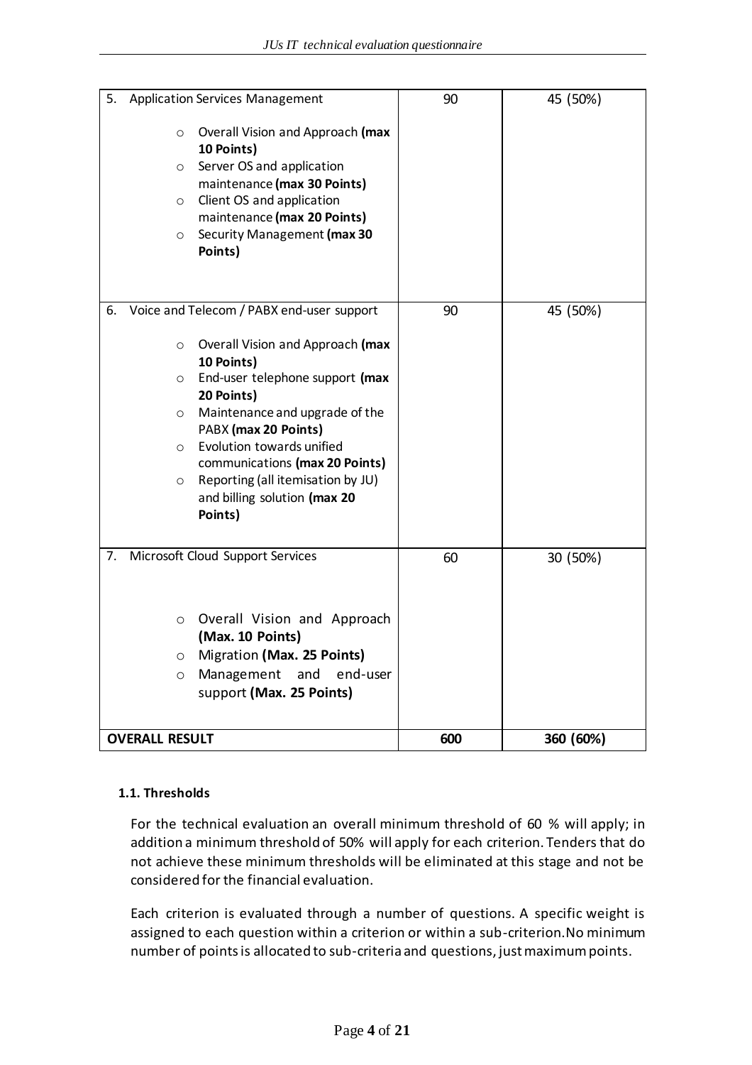| | | |
|---|---|---|
| 5. Application Services Management<br><br>○ Overall Vision and Approach **(max 10 Points)**<br>○ Server OS and application maintenance **(max 30 Points)**<br>○ Client OS and application maintenance **(max 20 Points)**<br>○ Security Management **(max 30 Points)** | 90 | 45 (50%) |
| 6. Voice and Telecom / PABX end-user support<br><br>○ Overall Vision and Approach **(max 10 Points)**<br>○ End-user telephone support **(max 20 Points)**<br>○ Maintenance and upgrade of the PABX **(max 20 Points)**<br>○ Evolution towards unified communications **(max 20 Points)**<br>○ Reporting (all itemisation by JU) and billing solution **(max 20 Points)** | 90 | 45 (50%) |
| 7. Microsoft Cloud Support Services<br><br>○ Overall Vision and Approach **(Max. 10 Points)**<br>○ Migration **(Max. 25 Points)**<br>○ Management and end-user support **(Max. 25 Points)** | 60 | 30 (50%) |
| **OVERALL RESULT** | **600** | **360 (60%)** |

#### 1.1. Thresholds

For the technical evaluation an overall minimum threshold of 60 % will apply; in addition a minimum threshold of 50% will apply for each criterion. Tenders that do not achieve these minimum thresholds will be eliminated at this stage and not be considered for the financial evaluation.

Each criterion is evaluated through a number of questions. A specific weight is assigned to each question within a criterion or within a sub-criterion.No minimum number of points is allocated to sub-criteria and questions, just maximum points.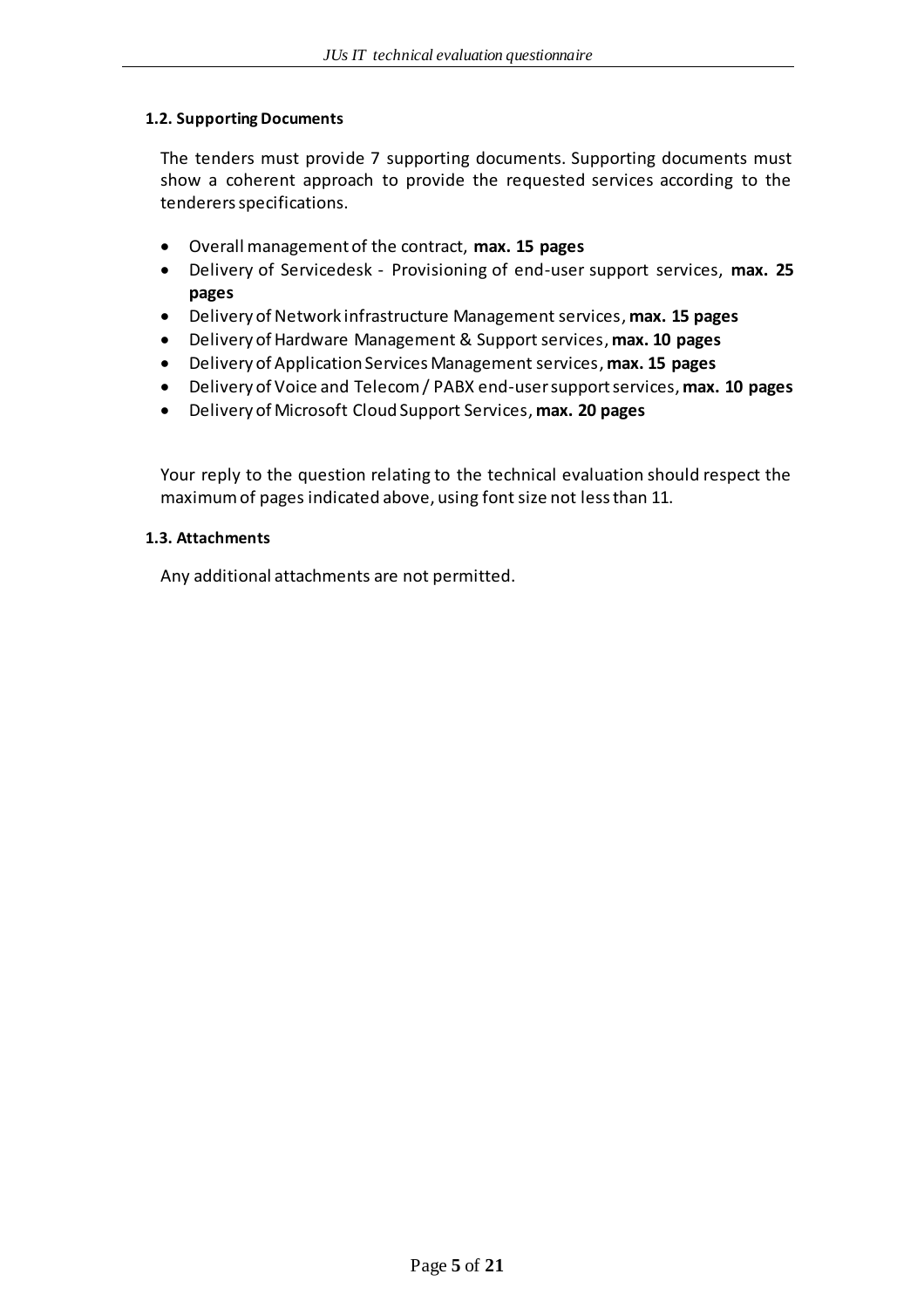### 1.2. Supporting Documents

The tenders must provide 7 supporting documents. Supporting documents must show a coherent approach to provide the requested services according to the tenderers specifications.

- Overall management of the contract, **max. 15 pages**
- Delivery of Servicedesk - Provisioning of end-user support services, **max. 25 pages**
- Delivery of Network infrastructure Management services, **max. 15 pages**
- Delivery of Hardware Management & Support services, **max. 10 pages**
- Delivery of Application Services Management services, **max. 15 pages**
- Delivery of Voice and Telecom / PABX end-user support services, **max. 10 pages**
- Delivery of Microsoft Cloud Support Services, **max. 20 pages**

Your reply to the question relating to the technical evaluation should respect the maximum of pages indicated above, using font size not less than 11.

### 1.3. Attachments

Any additional attachments are not permitted.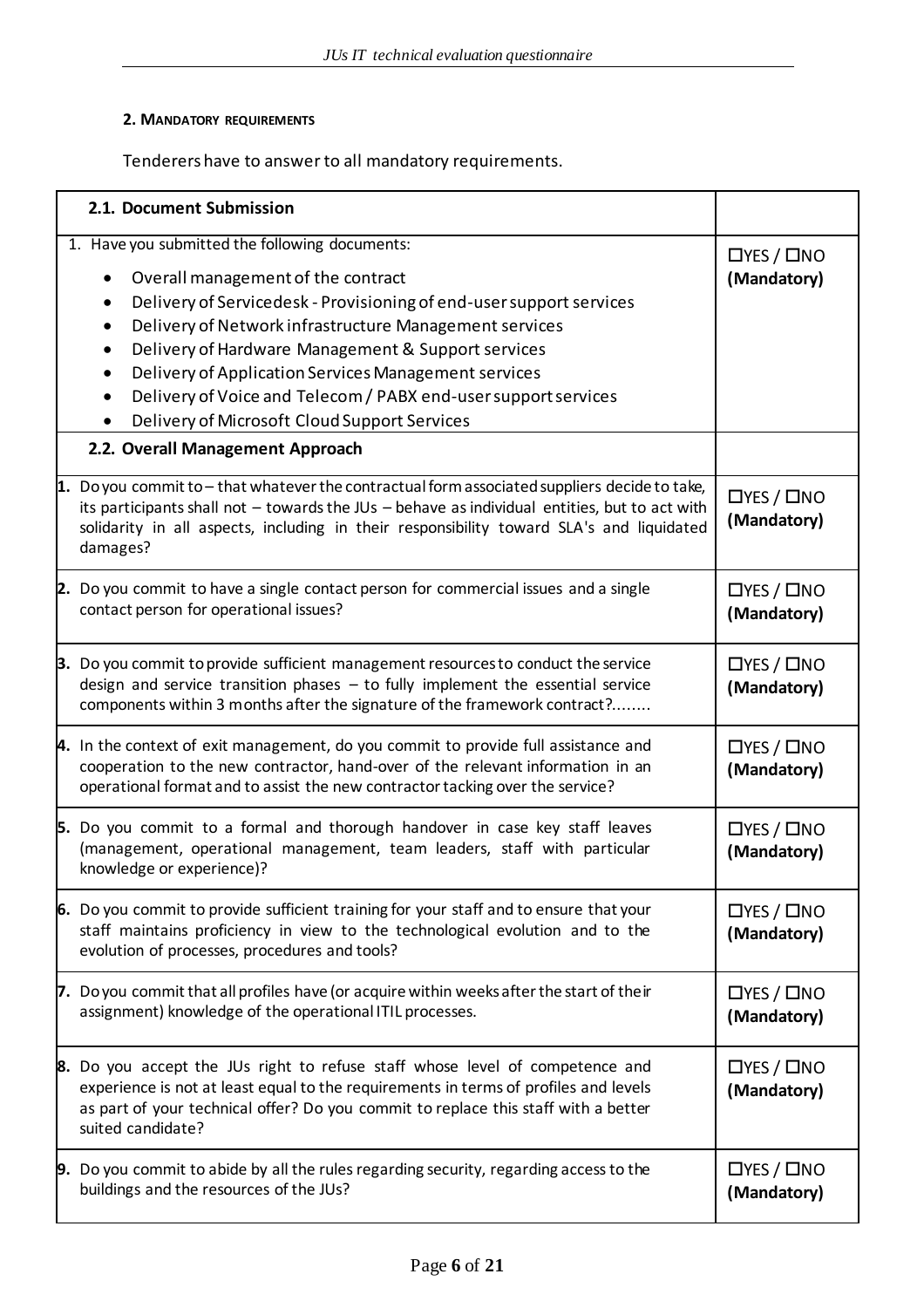#### 2. Mandatory requirements

Tenderers have to answer to all mandatory requirements.

| 2.1. Document Submission | |
|---|---|
| 1. Have you submitted the following documents: <br> • Overall management of the contract <br> • Delivery of Servicedesk - Provisioning of end-user support services <br> • Delivery of Network infrastructure Management services <br> • Delivery of Hardware Management & Support services <br> • Delivery of Application Services Management services <br> • Delivery of Voice and Telecom / PABX end-user support services <br> • Delivery of Microsoft Cloud Support Services | ☐YES / ☐NO **(Mandatory)** |
| **2.2. Overall Management Approach** | |
| 1. Do you commit to – that whatever the contractual form associated suppliers decide to take, its participants shall not – towards the JUs – behave as individual entities, but to act with solidarity in all aspects, including in their responsibility toward SLA's and liquidated damages? | ☐YES / ☐NO **(Mandatory)** |
| 2. Do you commit to have a single contact person for commercial issues and a single contact person for operational issues? | ☐YES / ☐NO **(Mandatory)** |
| 3. Do you commit to provide sufficient management resources to conduct the service design and service transition phases – to fully implement the essential service components within 3 months after the signature of the framework contract?........ | ☐YES / ☐NO **(Mandatory)** |
| 4. In the context of exit management, do you commit to provide full assistance and cooperation to the new contractor, hand-over of the relevant information in an operational format and to assist the new contractor tacking over the service? | ☐YES / ☐NO **(Mandatory)** |
| 5. Do you commit to a formal and thorough handover in case key staff leaves (management, operational management, team leaders, staff with particular knowledge or experience)? | ☐YES / ☐NO **(Mandatory)** |
| 6. Do you commit to provide sufficient training for your staff and to ensure that your staff maintains proficiency in view to the technological evolution and to the evolution of processes, procedures and tools? | ☐YES / ☐NO **(Mandatory)** |
| 7. Do you commit that all profiles have (or acquire within weeks after the start of their assignment) knowledge of the operational ITIL processes. | ☐YES / ☐NO **(Mandatory)** |
| 8. Do you accept the JUs right to refuse staff whose level of competence and experience is not at least equal to the requirements in terms of profiles and levels as part of your technical offer? Do you commit to replace this staff with a better suited candidate? | ☐YES / ☐NO **(Mandatory)** |
| 9. Do you commit to abide by all the rules regarding security, regarding access to the buildings and the resources of the JUs? | ☐YES / ☐NO **(Mandatory)** |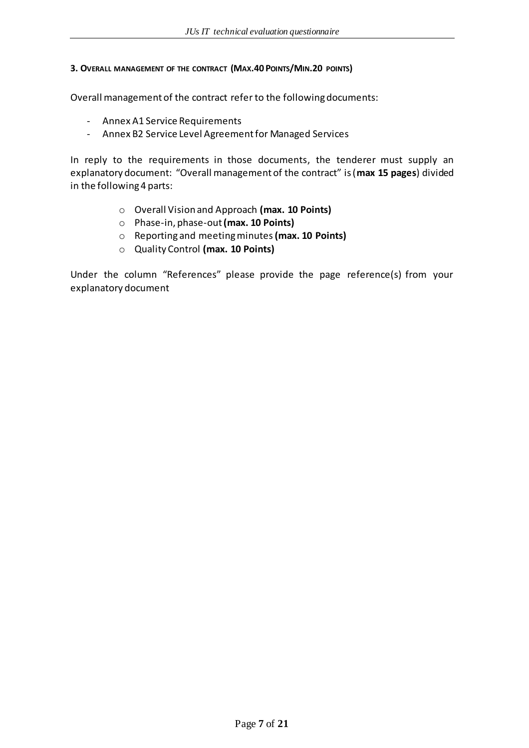### 3. Overall management of the contract (Max.40 Points/Min.20 points)

Overall management of the contract refer to the following documents:

- Annex A1 Service Requirements
- Annex B2 Service Level Agreement for Managed Services

In reply to the requirements in those documents, the tenderer must supply an explanatory document: "Overall management of the contract" is (**max 15 pages**) divided in the following 4 parts:

- Overall Vision and Approach **(max. 10 Points)**
- Phase-in, phase-out **(max. 10 Points)**
- Reporting and meeting minutes **(max. 10 Points)**
- Quality Control **(max. 10 Points)**

Under the column "References" please provide the page reference(s) from your explanatory document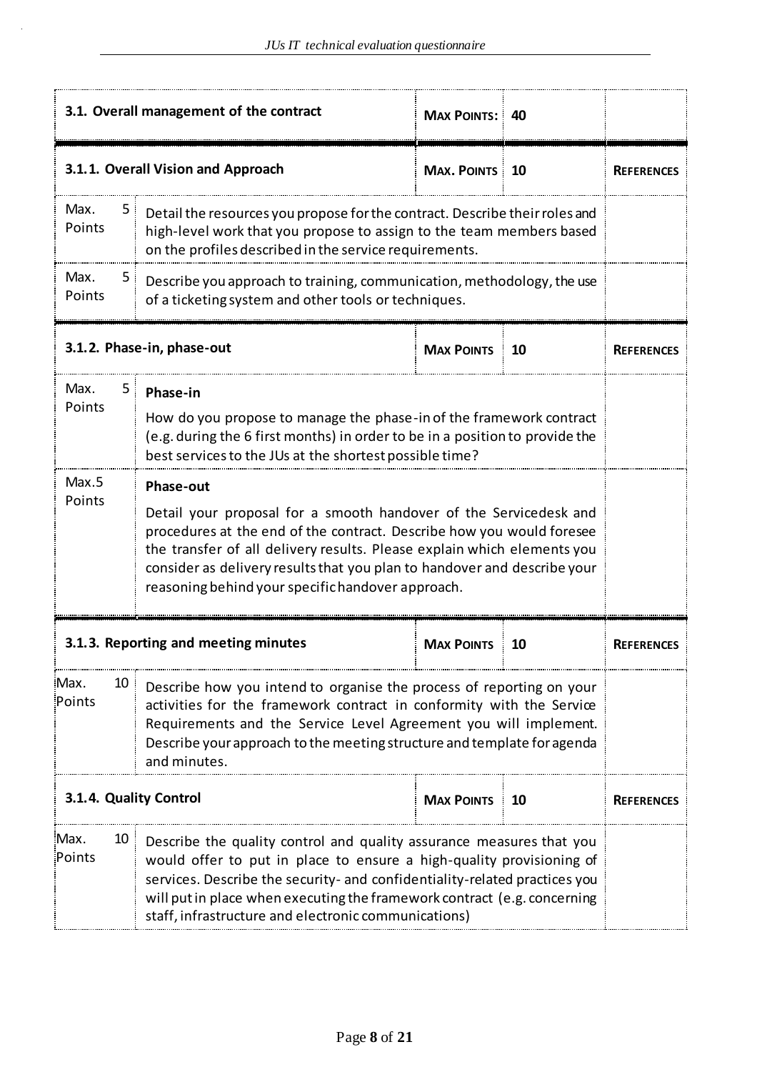| 3.1. Overall management of the contract | | **MAX POINTS:** | **40** | |
|---|---|---|---|---|
| **3.1.1. Overall Vision and Approach** | | **MAX. POINTS** | **10** | **REFERENCES** |
| Max. Points 5 | Detail the resources you propose for the contract. Describe their roles and high-level work that you propose to assign to the team members based on the profiles described in the service requirements. | | | |
| Max. Points 5 | Describe you approach to training, communication, methodology, the use of a ticketing system and other tools or techniques. | | | |
| **3.1.2. Phase-in, phase-out** | | **MAX POINTS** | **10** | **REFERENCES** |
| Max. Points 5 | **Phase-in**<br><br>How do you propose to manage the phase-in of the framework contract (e.g. during the 6 first months) in order to be in a position to provide the best services to the JUs at the shortest possible time? | | | |
| Max.5 Points | **Phase-out**<br><br>Detail your proposal for a smooth handover of the Servicedesk and procedures at the end of the contract. Describe how you would foresee the transfer of all delivery results. Please explain which elements you consider as delivery results that you plan to handover and describe your reasoning behind your specific handover approach. | | | |
| **3.1.3. Reporting and meeting minutes** | | **MAX POINTS** | **10** | **REFERENCES** |
| Max. Points 10 | Describe how you intend to organise the process of reporting on your activities for the framework contract in conformity with the Service Requirements and the Service Level Agreement you will implement. Describe your approach to the meeting structure and template for agenda and minutes. | | | |
| **3.1.4. Quality Control** | | **MAX POINTS** | **10** | **REFERENCES** |
| Max. Points 10 | Describe the quality control and quality assurance measures that you would offer to put in place to ensure a high-quality provisioning of services. Describe the security- and confidentiality-related practices you will put in place when executing the framework contract (e.g. concerning staff, infrastructure and electronic communications) | | | |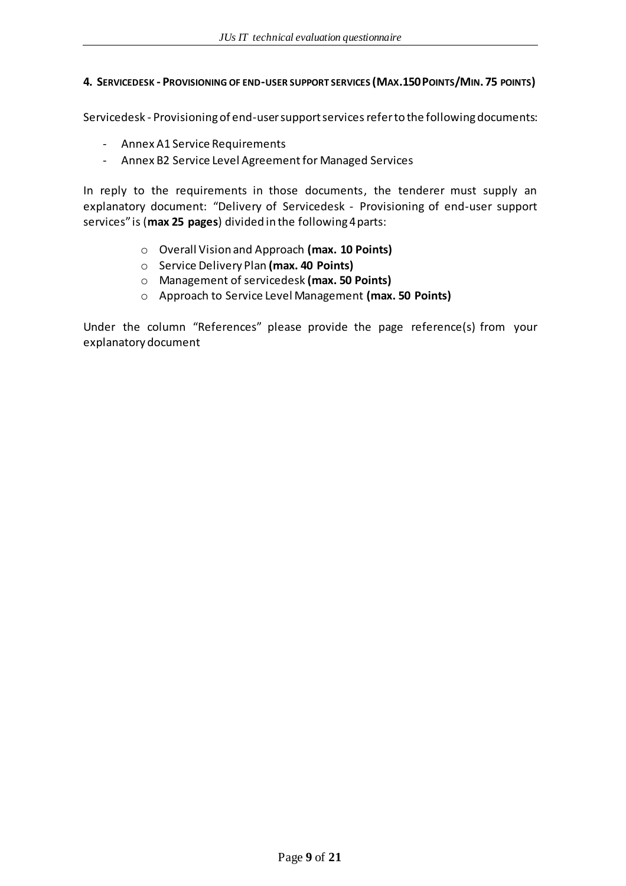## 4. Servicedesk - Provisioning of end-user support services (Max.150 Points/Min. 75 points)

Servicedesk - Provisioning of end-user support services refer to the following documents:

- Annex A1 Service Requirements
- Annex B2 Service Level Agreement for Managed Services

In reply to the requirements in those documents, the tenderer must supply an explanatory document: "Delivery of Servicedesk - Provisioning of end-user support services" is (**max 25 pages**) divided in the following 4 parts:

  - Overall Vision and Approach **(max. 10 Points)**
  - Service Delivery Plan **(max. 40 Points)**
  - Management of servicedesk **(max. 50 Points)**
  - Approach to Service Level Management **(max. 50 Points)**

Under the column "References" please provide the page reference(s) from your explanatory document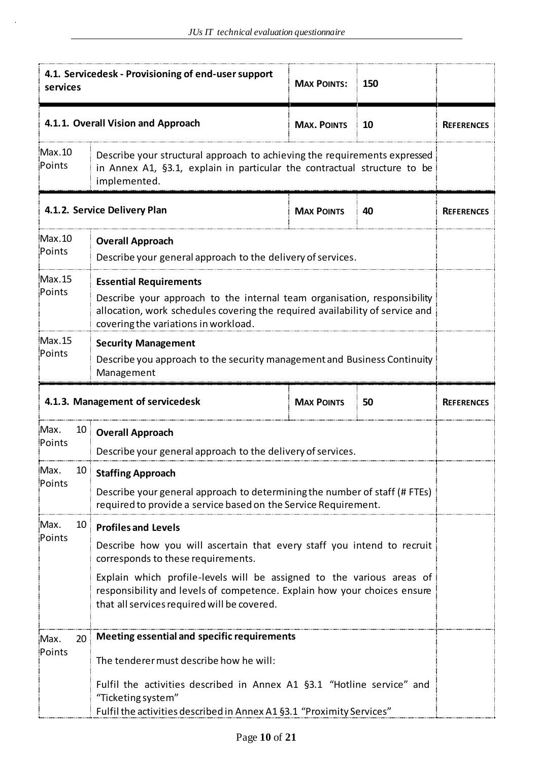| 4.1. Servicedesk - Provisioning of end-user support services | | MAX POINTS: | 150 | |
|---|---|---|---|---|
| **4.1.1. Overall Vision and Approach** | | **MAX. POINTS** | **10** | **REFERENCES** |
| Max.10 Points | Describe your structural approach to achieving the requirements expressed in Annex A1, §3.1, explain in particular the contractual structure to be implemented. | | | |
| **4.1.2. Service Delivery Plan** | | **MAX POINTS** | **40** | **REFERENCES** |
| Max.10 Points | **Overall Approach**<br>Describe your general approach to the delivery of services. | | | |
| Max.15 Points | **Essential Requirements**<br>Describe your approach to the internal team organisation, responsibility allocation, work schedules covering the required availability of service and covering the variations in workload. | | | |
| Max.15 Points | **Security Management**<br>Describe you approach to the security management and Business Continuity Management | | | |
| **4.1.3. Management of servicedesk** | | **MAX POINTS** | **50** | **REFERENCES** |
| Max. 10 Points | **Overall Approach**<br>Describe your general approach to the delivery of services. | | | |
| Max. 10 Points | **Staffing Approach**<br>Describe your general approach to determining the number of staff (# FTEs) required to provide a service based on the Service Requirement. | | | |
| Max. 10 Points | **Profiles and Levels**<br>Describe how you will ascertain that every staff you intend to recruit corresponds to these requirements.<br>Explain which profile-levels will be assigned to the various areas of responsibility and levels of competence. Explain how your choices ensure that all services required will be covered. | | | |
| Max. 20 Points | **Meeting essential and specific requirements**<br>The tenderer must describe how he will:<br>Fulfil the activities described in Annex A1 §3.1 "Hotline service" and "Ticketing system"<br>Fulfil the activities described in Annex A1 §3.1 "Proximity Services" | | | |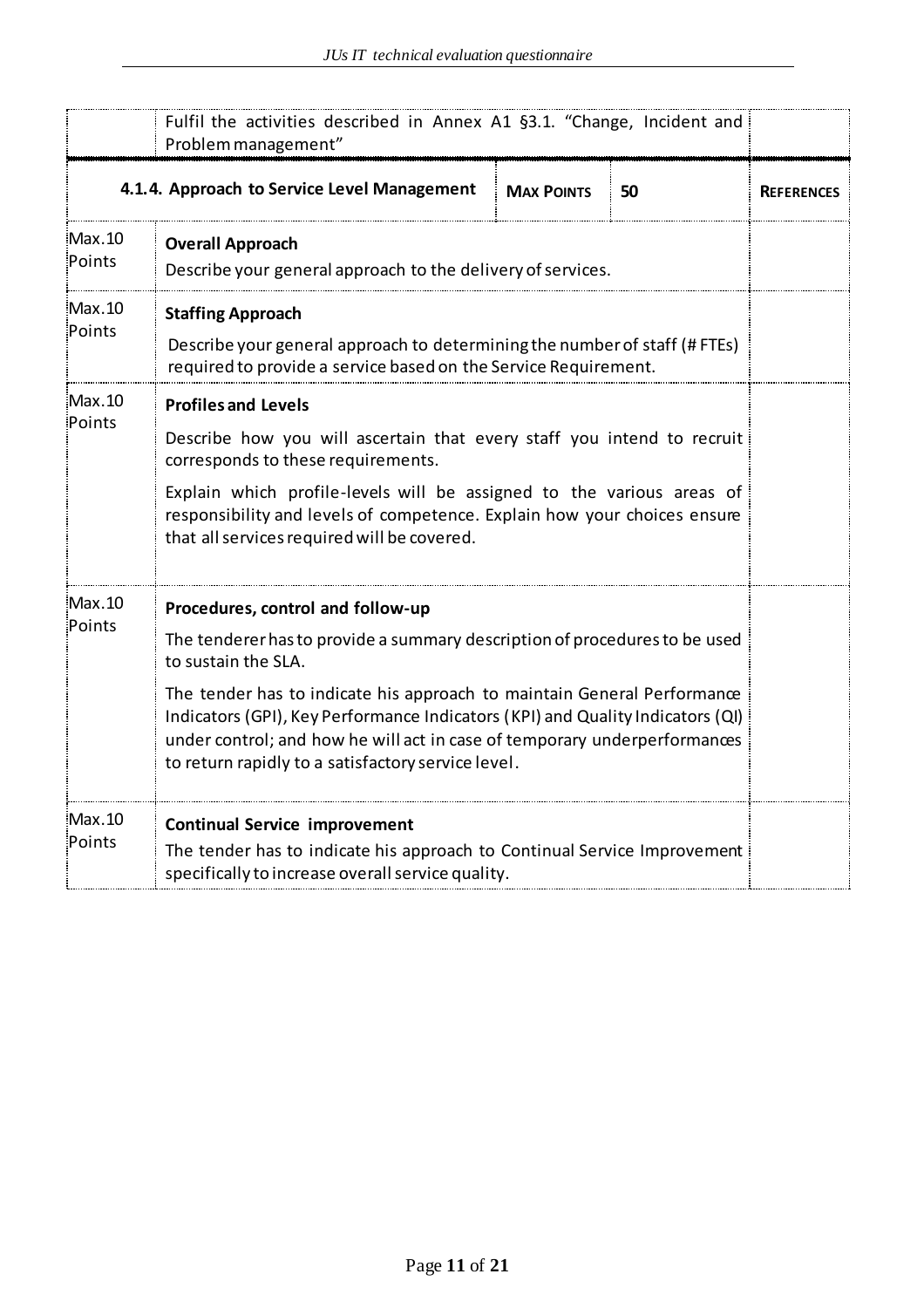| | Fulfil the activities described in Annex A1 §3.1. "Change, Incident and Problem management" | | | |
|---|---|---|---|---|
| | **4.1.4. Approach to Service Level Management** | **MAX POINTS** | **50** | **REFERENCES** |
| Max.10 Points | **Overall Approach**<br>Describe your general approach to the delivery of services. | | | |
| Max.10 Points | **Staffing Approach**<br>Describe your general approach to determining the number of staff (# FTEs) required to provide a service based on the Service Requirement. | | | |
| Max.10 Points | **Profiles and Levels**<br>Describe how you will ascertain that every staff you intend to recruit corresponds to these requirements.<br>Explain which profile-levels will be assigned to the various areas of responsibility and levels of competence. Explain how your choices ensure that all services required will be covered. | | | |
| Max.10 Points | **Procedures, control and follow-up**<br>The tenderer has to provide a summary description of procedures to be used to sustain the SLA.<br>The tender has to indicate his approach to maintain General Performance Indicators (GPI), Key Performance Indicators (KPI) and Quality Indicators (QI) under control; and how he will act in case of temporary underperformances to return rapidly to a satisfactory service level. | | | |
| Max.10 Points | **Continual Service improvement**<br>The tender has to indicate his approach to Continual Service Improvement specifically to increase overall service quality. | | | |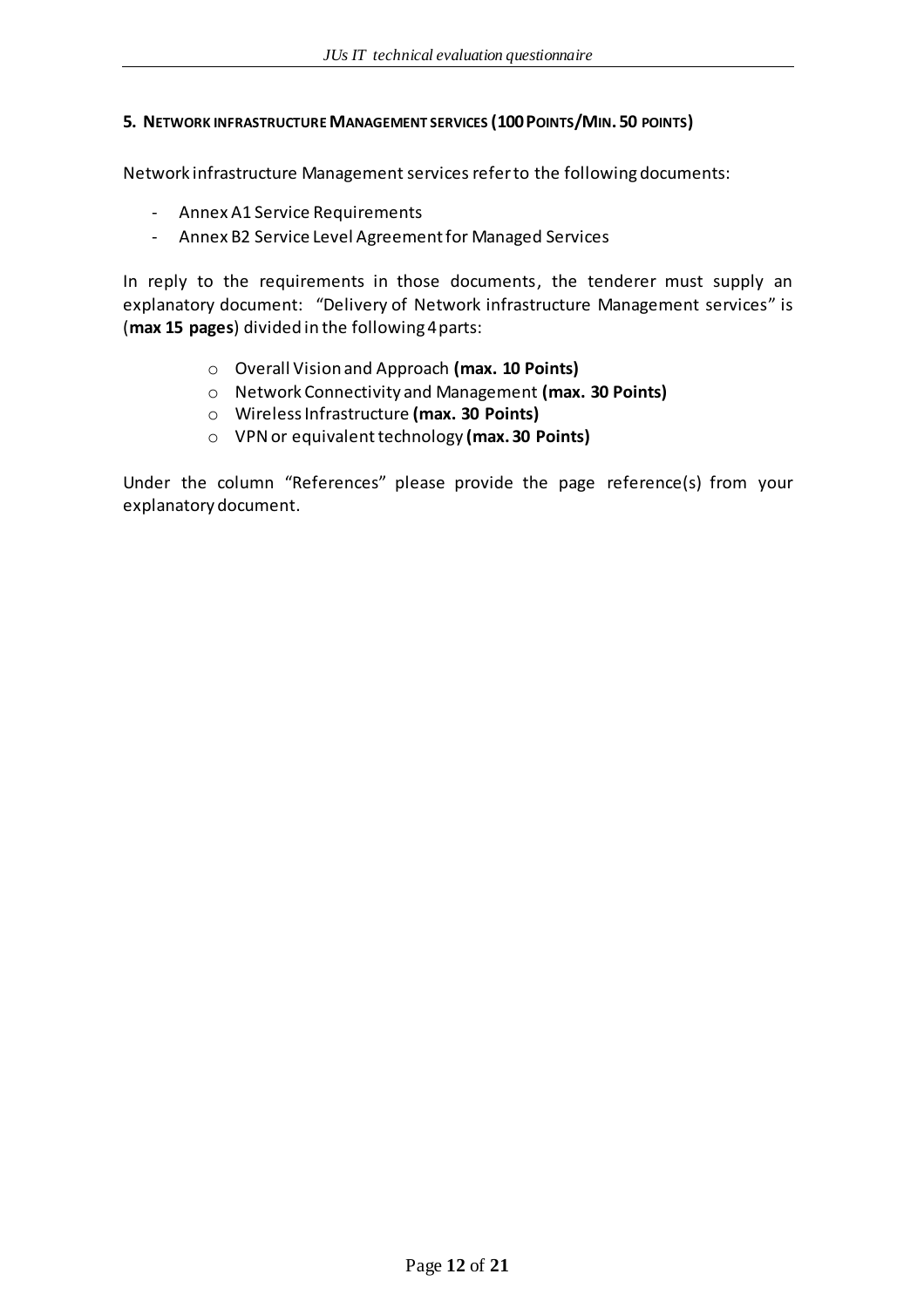## 5. Network infrastructure Management services (100 Points/Min. 50 points)

Network infrastructure Management services refer to the following documents:

- Annex A1 Service Requirements
- Annex B2 Service Level Agreement for Managed Services

In reply to the requirements in those documents, the tenderer must supply an explanatory document: "Delivery of Network infrastructure Management services" is (**max 15 pages**) divided in the following 4 parts:

- Overall Vision and Approach **(max. 10 Points)**
- Network Connectivity and Management **(max. 30 Points)**
- Wireless Infrastructure **(max. 30 Points)**
- VPN or equivalent technology **(max. 30 Points)**

Under the column "References" please provide the page reference(s) from your explanatory document.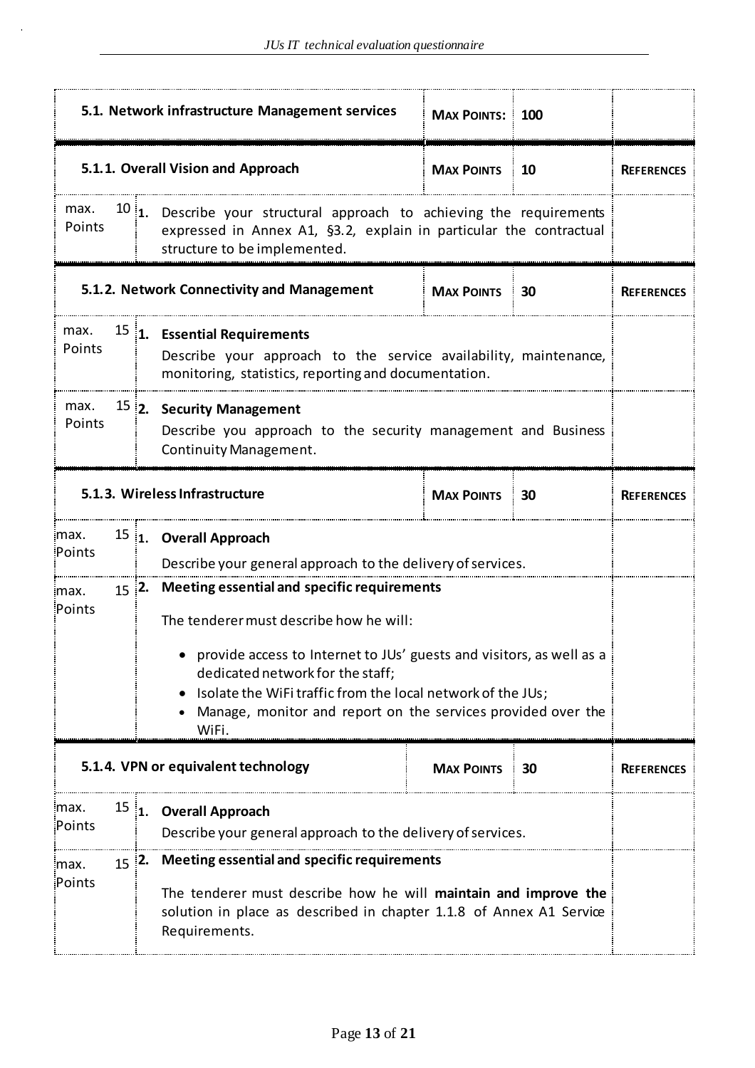| 5.1. Network infrastructure Management services | | MAX POINTS: | 100 | |
|---|---|---|---|---|
| **5.1.1. Overall Vision and Approach** | | **MAX POINTS** | **10** | **REFERENCES** |
| max. 10 Points | 1. Describe your structural approach to achieving the requirements expressed in Annex A1, §3.2, explain in particular the contractual structure to be implemented. | | | |
| **5.1.2. Network Connectivity and Management** | | **MAX POINTS** | **30** | **REFERENCES** |
| max. 15 Points | **1. Essential Requirements**<br>Describe your approach to the service availability, maintenance, monitoring, statistics, reporting and documentation. | | | |
| max. 15 Points | **2. Security Management**<br>Describe you approach to the security management and Business Continuity Management. | | | |
| **5.1.3. Wireless Infrastructure** | | **MAX POINTS** | **30** | **REFERENCES** |
| max. 15 Points | **1. Overall Approach**<br>Describe your general approach to the delivery of services. | | | |
| max. 15 Points | **2. Meeting essential and specific requirements**<br>The tenderer must describe how he will:<br>• provide access to Internet to JUs' guests and visitors, as well as a dedicated network for the staff;<br>• Isolate the WiFi traffic from the local network of the JUs;<br>• Manage, monitor and report on the services provided over the WiFi. | | | |
| **5.1.4. VPN or equivalent technology** | | **MAX POINTS** | **30** | **REFERENCES** |
| max. 15 Points | **1. Overall Approach**<br>Describe your general approach to the delivery of services. | | | |
| max. 15 Points | **2. Meeting essential and specific requirements**<br>The tenderer must describe how he will **maintain and improve the** solution in place as described in chapter 1.1.8 of Annex A1 Service Requirements. | | | |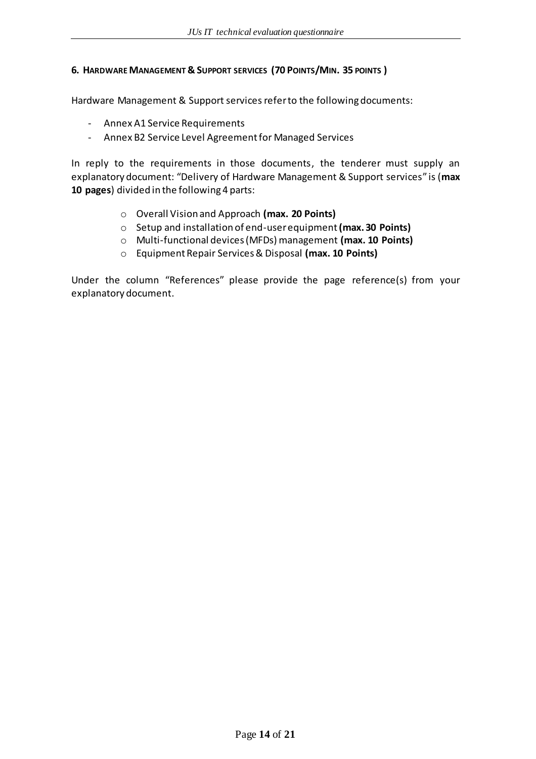### 6. Hardware Management & Support services (70 Points/Min. 35 points )

Hardware Management & Support services refer to the following documents:

- Annex A1 Service Requirements
- Annex B2 Service Level Agreement for Managed Services

In reply to the requirements in those documents, the tenderer must supply an explanatory document: "Delivery of Hardware Management & Support services" is (**max 10 pages**) divided in the following 4 parts:

- Overall Vision and Approach **(max. 20 Points)**
- Setup and installation of end-user equipment **(max. 30 Points)**
- Multi-functional devices (MFDs) management **(max. 10 Points)**
- Equipment Repair Services & Disposal **(max. 10 Points)**

Under the column "References" please provide the page reference(s) from your explanatory document.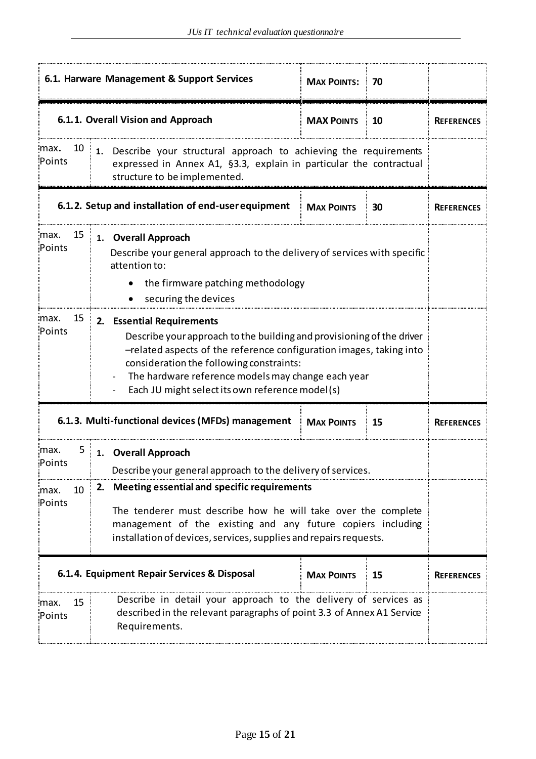| **6.1. Harware Management & Support Services** | | **MAX POINTS:** | **70** | |
|---|---|---|---|---|
| **6.1.1. Overall Vision and Approach** | | **MAX POINTS** | **10** | **REFERENCES** |
| max. 10 Points | **1.** Describe your structural approach to achieving the requirements expressed in Annex A1, §3.3, explain in particular the contractual structure to be implemented. | | | |
| **6.1.2. Setup and installation of end-user equipment** | | **MAX POINTS** | **30** | **REFERENCES** |
| max. 15 Points | **1. Overall Approach**<br>Describe your general approach to the delivery of services with specific attention to:<br>• the firmware patching methodology<br>• securing the devices | | | |
| max. 15 Points | **2. Essential Requirements**<br>Describe your approach to the building and provisioning of the driver –related aspects of the reference configuration images, taking into consideration the following constraints:<br>- The hardware reference models may change each year<br>- Each JU might select its own reference model(s) | | | |
| **6.1.3. Multi-functional devices (MFDs) management** | | **MAX POINTS** | **15** | **REFERENCES** |
| max. 5 Points | **1. Overall Approach**<br>Describe your general approach to the delivery of services. | | | |
| max. 10 Points | **2. Meeting essential and specific requirements**<br>The tenderer must describe how he will take over the complete management of the existing and any future copiers including installation of devices, services, supplies and repairs requests. | | | |
| **6.1.4. Equipment Repair Services & Disposal** | | **MAX POINTS** | **15** | **REFERENCES** |
| max. 15 Points | Describe in detail your approach to the delivery of services as described in the relevant paragraphs of point 3.3 of Annex A1 Service Requirements. | | | |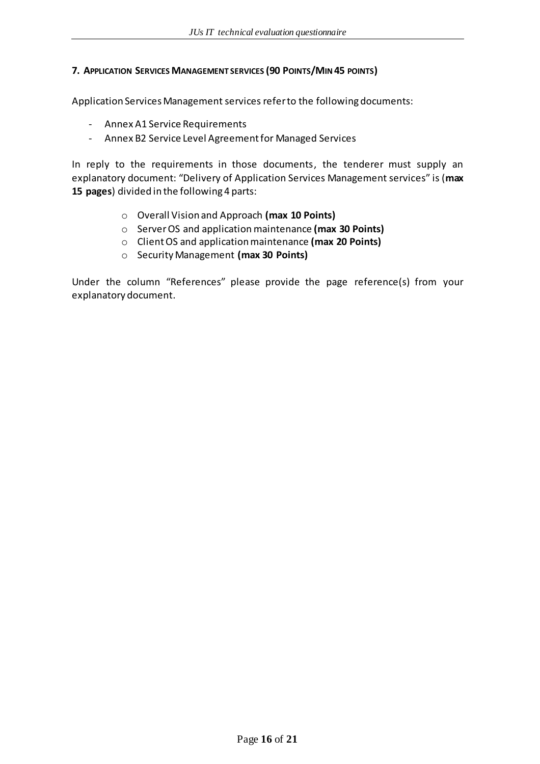## 7. APPLICATION SERVICES MANAGEMENT SERVICES (90 POINTS/MIN 45 POINTS)

Application Services Management services refer to the following documents:

- Annex A1 Service Requirements
- Annex B2 Service Level Agreement for Managed Services

In reply to the requirements in those documents, the tenderer must supply an explanatory document: "Delivery of Application Services Management services" is (**max 15 pages**) divided in the following 4 parts:

- Overall Vision and Approach **(max 10 Points)**
- Server OS and application maintenance **(max 30 Points)**
- Client OS and application maintenance **(max 20 Points)**
- Security Management **(max 30 Points)**

Under the column "References" please provide the page reference(s) from your explanatory document.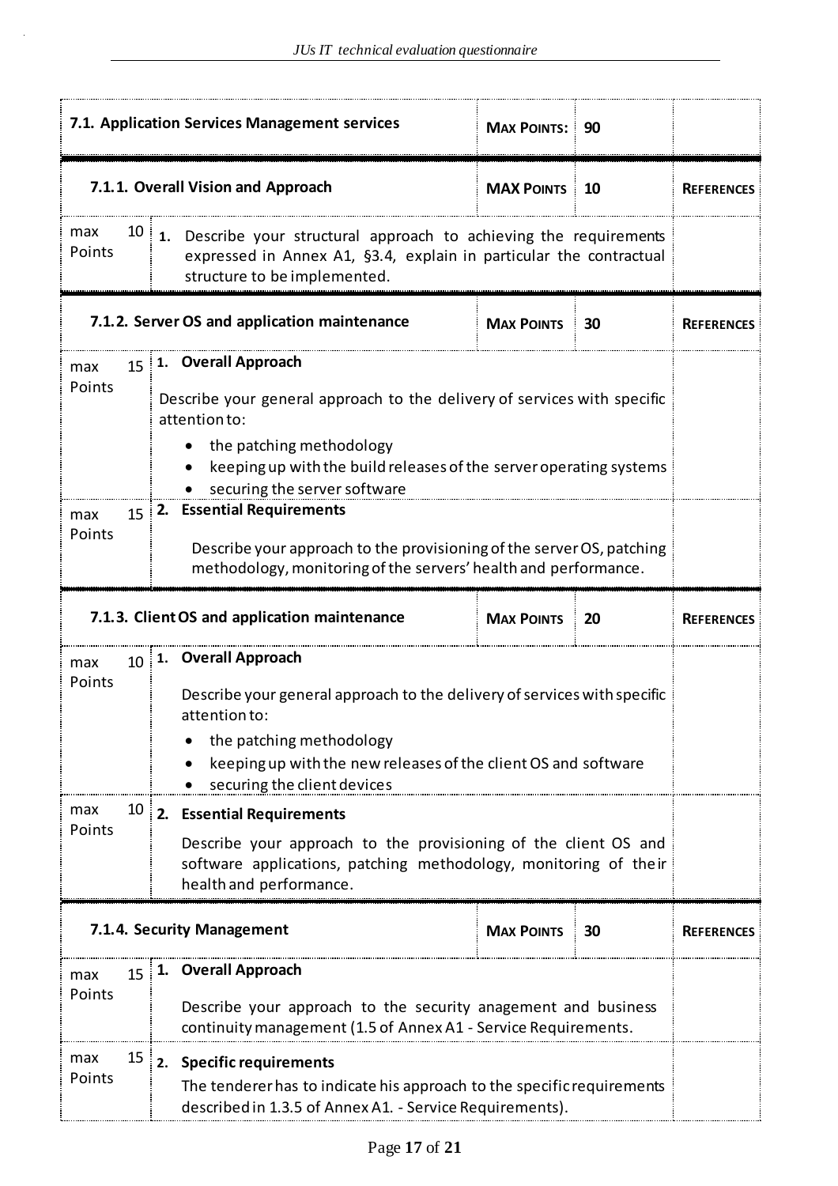| 7.1. Application Services Management services | | MAX POINTS: | 90 | |
|---|---|---|---|---|
| **7.1.1. Overall Vision and Approach** | | **MAX POINTS** | **10** | **REFERENCES** |
| max 10 Points | **1.** Describe your structural approach to achieving the requirements expressed in Annex A1, §3.4, explain in particular the contractual structure to be implemented. | | | |
| **7.1.2. Server OS and application maintenance** | | **MAX POINTS** | **30** | **REFERENCES** |
| max 15 Points | **1. Overall Approach**<br><br>Describe your general approach to the delivery of services with specific attention to:<br>• the patching methodology<br>• keeping up with the build releases of the server operating systems<br>• securing the server software | | | |
| max 15 Points | **2. Essential Requirements**<br><br>Describe your approach to the provisioning of the server OS, patching methodology, monitoring of the servers' health and performance. | | | |
| **7.1.3. Client OS and application maintenance** | | **MAX POINTS** | **20** | **REFERENCES** |
| max 10 Points | **1. Overall Approach**<br><br>Describe your general approach to the delivery of services with specific attention to:<br>• the patching methodology<br>• keeping up with the new releases of the client OS and software<br>• securing the client devices | | | |
| max 10 Points | **2. Essential Requirements**<br><br>Describe your approach to the provisioning of the client OS and software applications, patching methodology, monitoring of their health and performance. | | | |
| **7.1.4. Security Management** | | **MAX POINTS** | **30** | **REFERENCES** |
| max 15 Points | **1. Overall Approach**<br><br>Describe your approach to the security anagement and business continuity management (1.5 of Annex A1 - Service Requirements. | | | |
| max 15 Points | **2. Specific requirements**<br>The tenderer has to indicate his approach to the specific requirements described in 1.3.5 of Annex A1. - Service Requirements). | | | |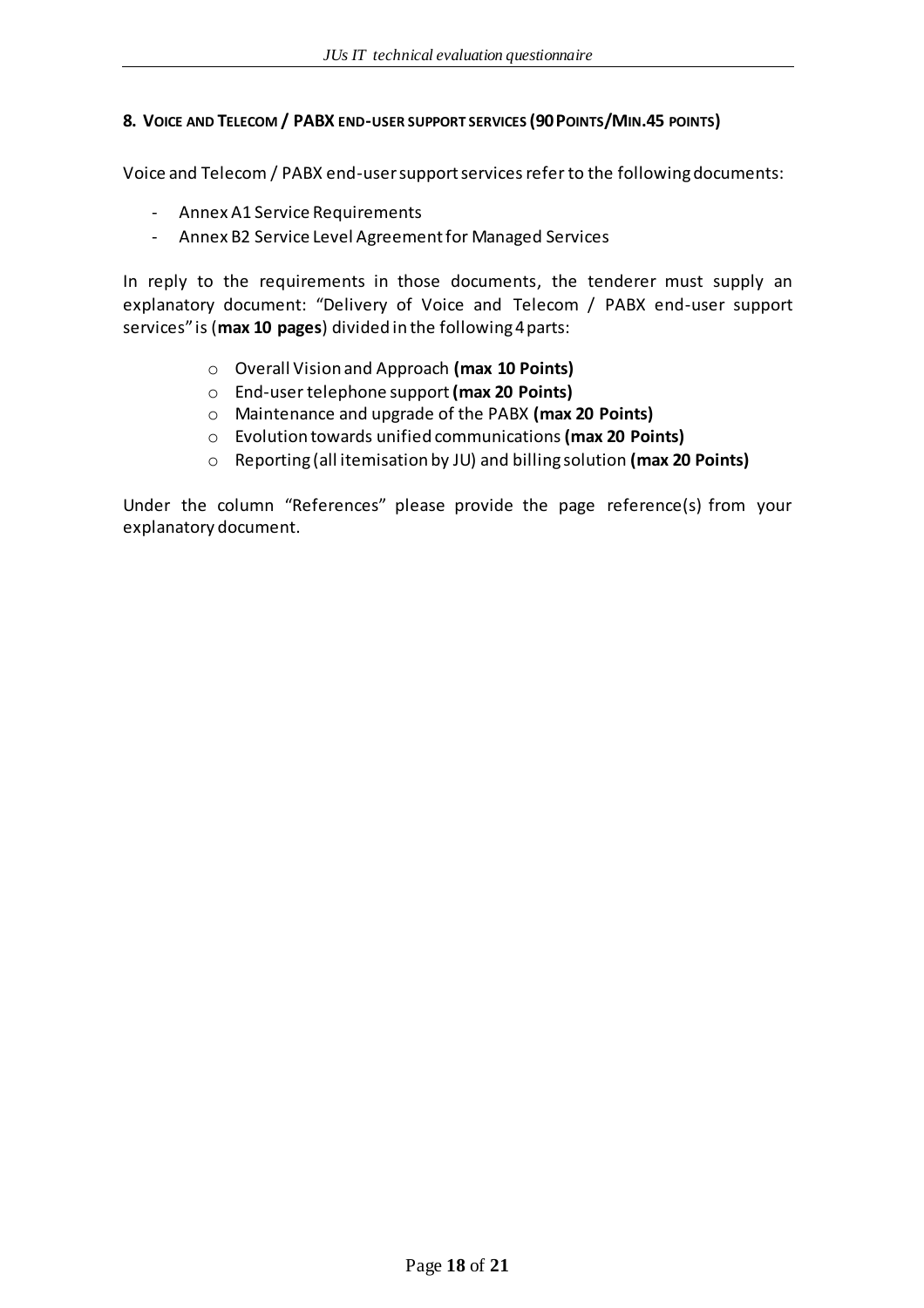## 8. Voice and Telecom / PABX end-user support services (90 Points/Min.45 points)

Voice and Telecom / PABX end-user support services refer to the following documents:

- Annex A1 Service Requirements
- Annex B2 Service Level Agreement for Managed Services

In reply to the requirements in those documents, the tenderer must supply an explanatory document: "Delivery of Voice and Telecom / PABX end-user support services" is (**max 10 pages**) divided in the following 4 parts:

- Overall Vision and Approach **(max 10 Points)**
- End-user telephone support **(max 20 Points)**
- Maintenance and upgrade of the PABX **(max 20 Points)**
- Evolution towards unified communications **(max 20 Points)**
- Reporting (all itemisation by JU) and billing solution **(max 20 Points)**

Under the column "References" please provide the page reference(s) from your explanatory document.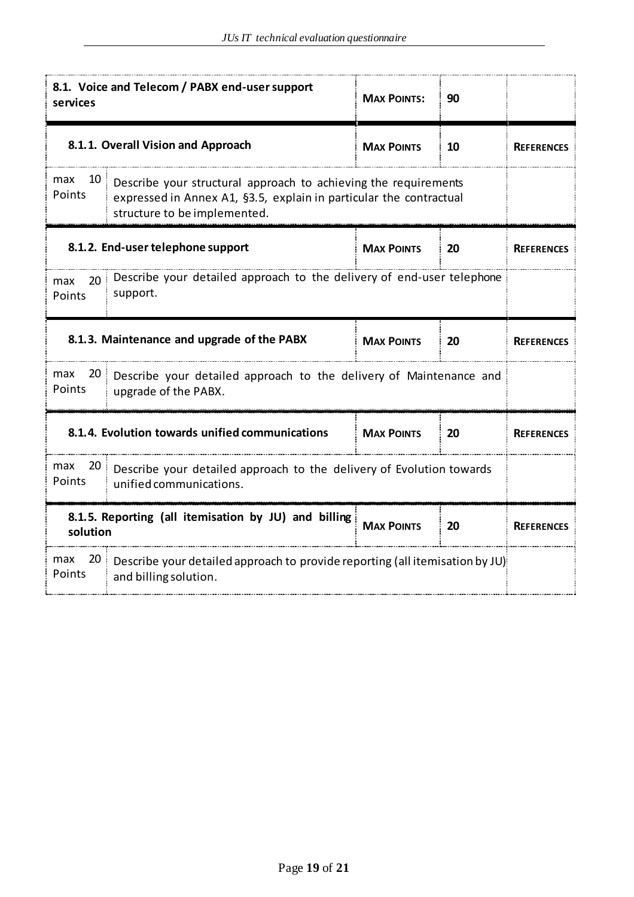| 8.1. Voice and Telecom / PABX end-user support services | | MAX POINTS: | 90 | |
|---|---|---|---|---|
| **8.1.1. Overall Vision and Approach** | | **MAX POINTS** | **10** | **REFERENCES** |
| max 10 Points | Describe your structural approach to achieving the requirements expressed in Annex A1, §3.5, explain in particular the contractual structure to be implemented. | | | |
| **8.1.2. End-user telephone support** | | **MAX POINTS** | **20** | **REFERENCES** |
| max 20 Points | Describe your detailed approach to the delivery of end-user telephone support. | | | |
| **8.1.3. Maintenance and upgrade of the PABX** | | **MAX POINTS** | **20** | **REFERENCES** |
| max 20 Points | Describe your detailed approach to the delivery of Maintenance and upgrade of the PABX. | | | |
| **8.1.4. Evolution towards unified communications** | | **MAX POINTS** | **20** | **REFERENCES** |
| max 20 Points | Describe your detailed approach to the delivery of Evolution towards unified communications. | | | |
| **8.1.5. Reporting (all itemisation by JU) and billing solution** | | **MAX POINTS** | **20** | **REFERENCES** |
| max 20 Points | Describe your detailed approach to provide reporting (all itemisation by JU) and billing solution. | | | |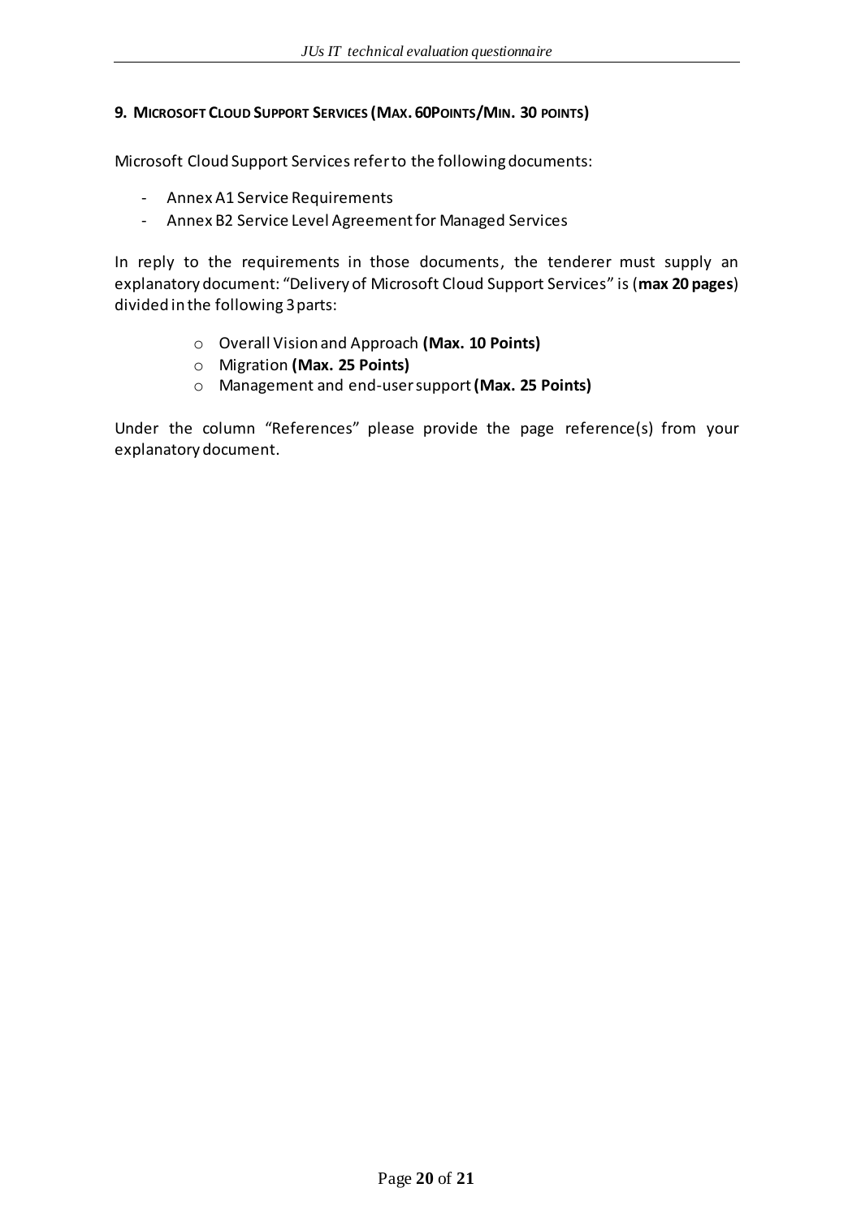### 9. MICROSOFT CLOUD SUPPORT SERVICES (MAX. 60POINTS/MIN. 30 POINTS)

Microsoft Cloud Support Services refer to the following documents:

- Annex A1 Service Requirements
- Annex B2 Service Level Agreement for Managed Services

In reply to the requirements in those documents, the tenderer must supply an explanatory document: "Delivery of Microsoft Cloud Support Services" is (**max 20 pages**) divided in the following 3 parts:

- Overall Vision and Approach **(Max. 10 Points)**
- Migration **(Max. 25 Points)**
- Management and end-user support **(Max. 25 Points)**

Under the column "References" please provide the page reference(s) from your explanatory document.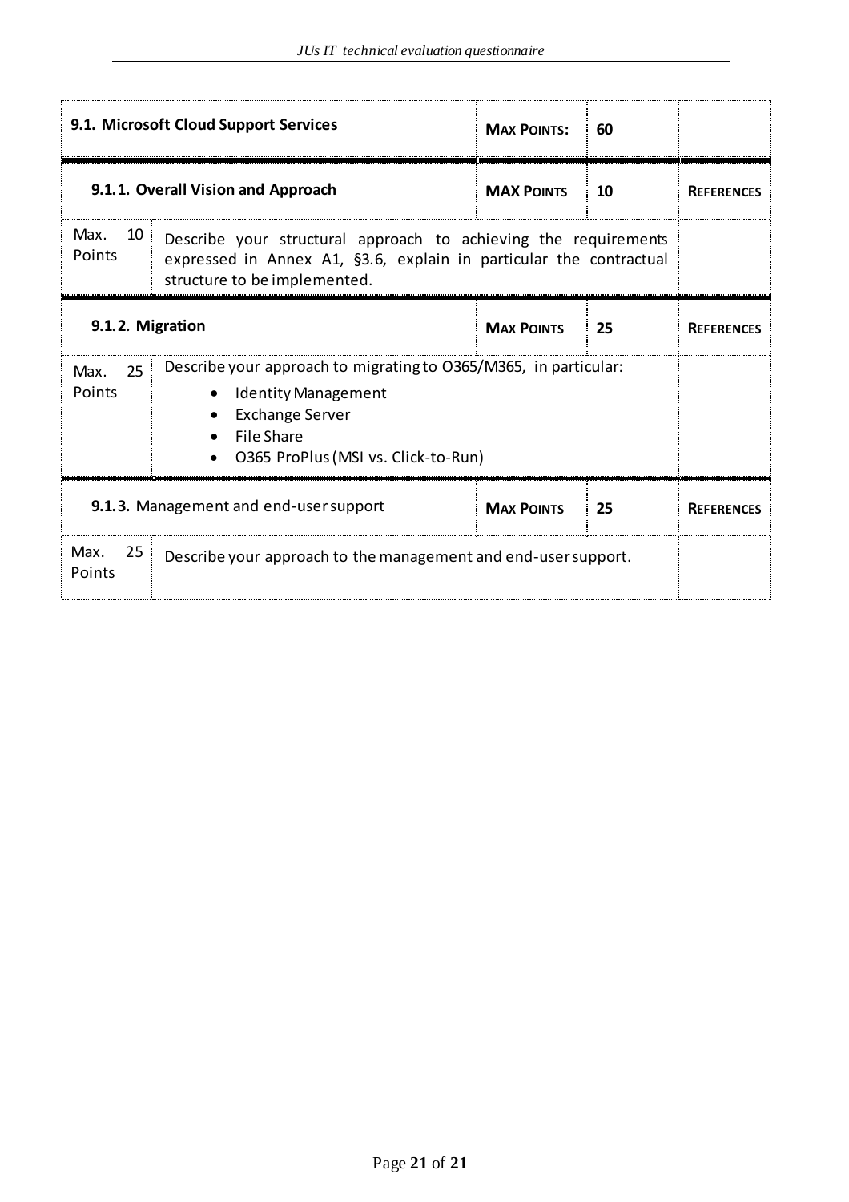| | | | | |
|---|---|---|---|---|
| **9.1. Microsoft Cloud Support Services** | | **MAX POINTS:** | **60** | |
| **9.1.1. Overall Vision and Approach** | | **MAX POINTS** | **10** | **REFERENCES** |
| Max. 10 Points | Describe your structural approach to achieving the requirements expressed in Annex A1, §3.6, explain in particular the contractual structure to be implemented. | | | |
| **9.1.2. Migration** | | **MAX POINTS** | **25** | **REFERENCES** |
| Max. 25 Points | Describe your approach to migrating to O365/M365, in particular:<br>• Identity Management<br>• Exchange Server<br>• File Share<br>• O365 ProPlus (MSI vs. Click-to-Run) | | | |
| **9.1.3.** Management and end-user support | | **MAX POINTS** | **25** | **REFERENCES** |
| Max. 25 Points | Describe your approach to the management and end-user support. | | | |